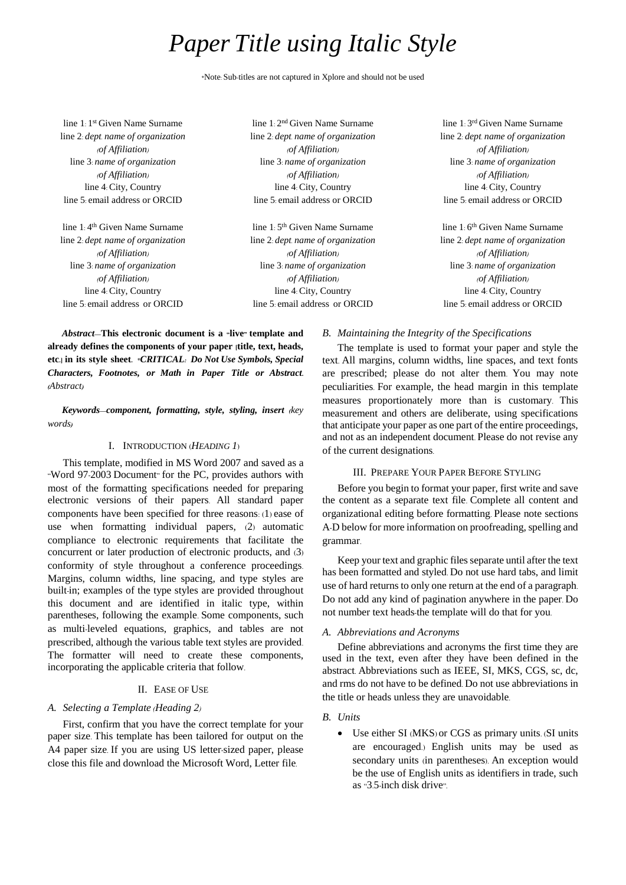# *Paper Title using Italic Style*

*Note: Sub-titles are not captured in Xplore and should not be used

line 1: 1st Given Name Surname
line 2: *dept. name of organization*
*(of Affiliation)*
line 3: *name of organization*
*(of Affiliation)*
line 4: City, Country
line 5: email address or ORCID

line 1: 2nd Given Name Surname
line 2: *dept. name of organization*
*(of Affiliation)*
line 3: *name of organization*
*(of Affiliation)*
line 4: City, Country
line 5: email address or ORCID

line 1: 3rd Given Name Surname
line 2: *dept. name of organization*
*(of Affiliation)*
line 3: *name of organization*
*(of Affiliation)*
line 4: City, Country
line 5: email address or ORCID

line 1: 4th Given Name Surname
line 2: *dept. name of organization*
*(of Affiliation)*
line 3: *name of organization*
*(of Affiliation)*
line 4: City, Country
line 5: email address or ORCID

line 1: 5th Given Name Surname
line 2: *dept. name of organization*
*(of Affiliation)*
line 3: *name of organization*
*(of Affiliation)*
line 4: City, Country
line 5: email address or ORCID

line 1: 6th Given Name Surname
line 2: *dept. name of organization*
*(of Affiliation)*
line 3: *name of organization*
*(of Affiliation)*
line 4: City, Country
line 5: email address or ORCID

***Abstract*—This electronic document is a "live" template and already defines the components of your paper [title, text, heads, etc.] in its style sheet. *CRITICAL: Do Not Use Symbols, Special Characters, Footnotes, or Math in Paper Title or Abstract.*** *(Abstract)*

***Keywords*—*component, formatting, style, styling, insert*** *(key words)*

## I. Introduction (*Heading 1*)

This template, modified in MS Word 2007 and saved as a "Word 97-2003 Document" for the PC, provides authors with most of the formatting specifications needed for preparing electronic versions of their papers. All standard paper components have been specified for three reasons: (1) ease of use when formatting individual papers, (2) automatic compliance to electronic requirements that facilitate the concurrent or later production of electronic products, and (3) conformity of style throughout a conference proceedings. Margins, column widths, line spacing, and type styles are built-in; examples of the type styles are provided throughout this document and are identified in italic type, within parentheses, following the example. Some components, such as multi-leveled equations, graphics, and tables are not prescribed, although the various table text styles are provided. The formatter will need to create these components, incorporating the applicable criteria that follow.

## II. Ease of Use

### *A. Selecting a Template (Heading 2)*

First, confirm that you have the correct template for your paper size. This template has been tailored for output on the A4 paper size. If you are using US letter-sized paper, please close this file and download the Microsoft Word, Letter file.

### *B. Maintaining the Integrity of the Specifications*

The template is used to format your paper and style the text. All margins, column widths, line spaces, and text fonts are prescribed; please do not alter them. You may note peculiarities. For example, the head margin in this template measures proportionately more than is customary. This measurement and others are deliberate, using specifications that anticipate your paper as one part of the entire proceedings, and not as an independent document. Please do not revise any of the current designations.

## III. Prepare Your Paper Before Styling

Before you begin to format your paper, first write and save the content as a separate text file. Complete all content and organizational editing before formatting. Please note sections A-D below for more information on proofreading, spelling and grammar.

Keep your text and graphic files separate until after the text has been formatted and styled. Do not use hard tabs, and limit use of hard returns to only one return at the end of a paragraph. Do not add any kind of pagination anywhere in the paper. Do not number text heads-the template will do that for you.

### *A. Abbreviations and Acronyms*

Define abbreviations and acronyms the first time they are used in the text, even after they have been defined in the abstract. Abbreviations such as IEEE, SI, MKS, CGS, sc, dc, and rms do not have to be defined. Do not use abbreviations in the title or heads unless they are unavoidable.

### *B. Units*

- Use either SI (MKS) or CGS as primary units. (SI units are encouraged.) English units may be used as secondary units (in parentheses). An exception would be the use of English units as identifiers in trade, such as "3.5-inch disk drive".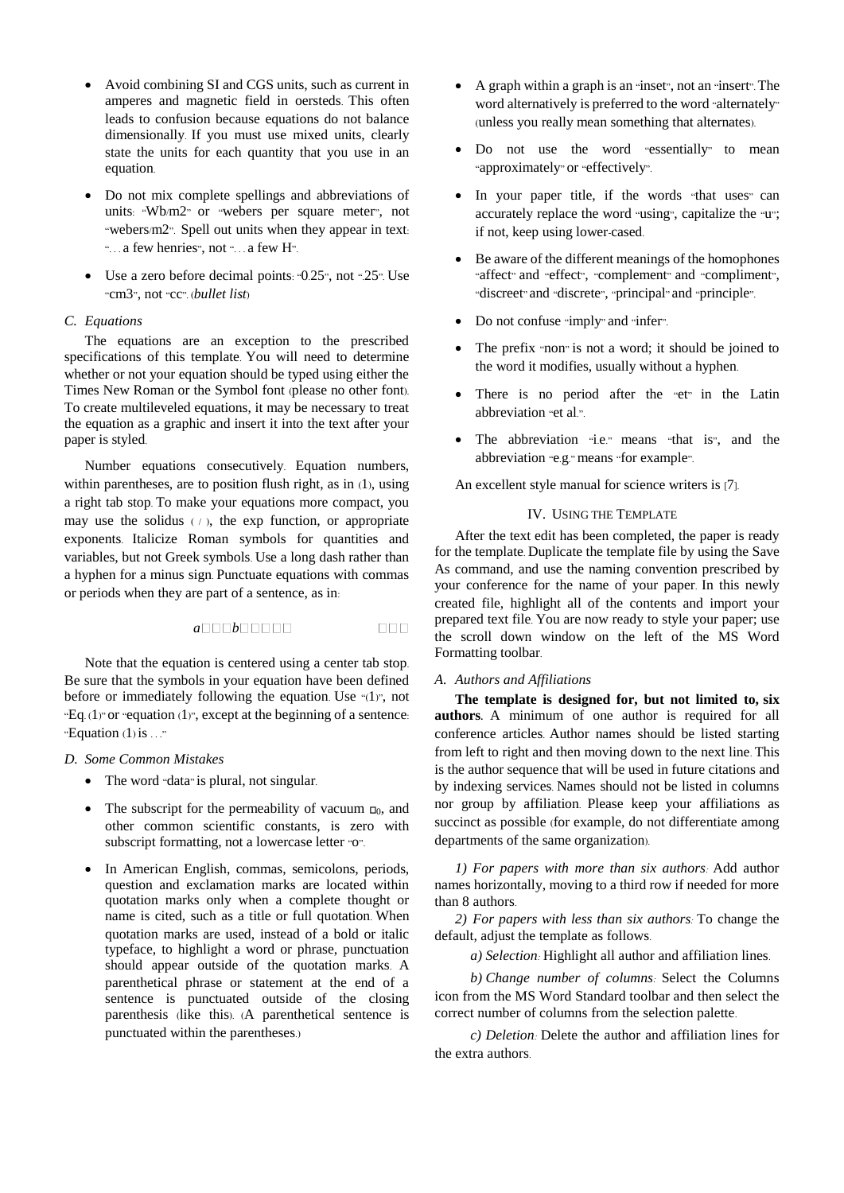- Avoid combining SI and CGS units, such as current in amperes and magnetic field in oersteds. This often leads to confusion because equations do not balance dimensionally. If you must use mixed units, clearly state the units for each quantity that you use in an equation.

- Do not mix complete spellings and abbreviations of units: "Wb/m2" or "webers per square meter", not "webers/m2". Spell out units when they appear in text: ". . . a few henries", not ". . . a few H".

- Use a zero before decimal points: "0.25", not ".25". Use "cm3", not "cc". (*bullet list*)

### C. Equations

The equations are an exception to the prescribed specifications of this template. You will need to determine whether or not your equation should be typed using either the Times New Roman or the Symbol font (please no other font). To create multileveled equations, it may be necessary to treat the equation as a graphic and insert it into the text after your paper is styled.

Number equations consecutively. Equation numbers, within parentheses, are to position flush right, as in (1), using a right tab stop. To make your equations more compact, you may use the solidus ( / ), the exp function, or appropriate exponents. Italicize Roman symbols for quantities and variables, but not Greek symbols. Use a long dash rather than a hyphen for a minus sign. Punctuate equations with commas or periods when they are part of a sentence, as in:

$$a\square\square\square b\square\square\square\square\square \qquad \square\square\square$$

Note that the equation is centered using a center tab stop. Be sure that the symbols in your equation have been defined before or immediately following the equation. Use "(1)", not "Eq. (1)" or "equation (1)", except at the beginning of a sentence: "Equation (1) is . . ."

### D. Some Common Mistakes

- The word "data" is plural, not singular.

- The subscript for the permeability of vacuum $\square_0$, and other common scientific constants, is zero with subscript formatting, not a lowercase letter "o".

- In American English, commas, semicolons, periods, question and exclamation marks are located within quotation marks only when a complete thought or name is cited, such as a title or full quotation. When quotation marks are used, instead of a bold or italic typeface, to highlight a word or phrase, punctuation should appear outside of the quotation marks. A parenthetical phrase or statement at the end of a sentence is punctuated outside of the closing parenthesis (like this). (A parenthetical sentence is punctuated within the parentheses.)

- A graph within a graph is an "inset", not an "insert". The word alternatively is preferred to the word "alternately" (unless you really mean something that alternates).

- Do not use the word "essentially" to mean "approximately" or "effectively".

- In your paper title, if the words "that uses" can accurately replace the word "using", capitalize the "u"; if not, keep using lower-cased.

- Be aware of the different meanings of the homophones "affect" and "effect", "complement" and "compliment", "discreet" and "discrete", "principal" and "principle".

- Do not confuse "imply" and "infer".

- The prefix "non" is not a word; it should be joined to the word it modifies, usually without a hyphen.

- There is no period after the "et" in the Latin abbreviation "et al.".

- The abbreviation "i.e." means "that is", and the abbreviation "e.g." means "for example".

An excellent style manual for science writers is [7].

## IV. Using the Template

After the text edit has been completed, the paper is ready for the template. Duplicate the template file by using the Save As command, and use the naming convention prescribed by your conference for the name of your paper. In this newly created file, highlight all of the contents and import your prepared text file. You are now ready to style your paper; use the scroll down window on the left of the MS Word Formatting toolbar.

### A. Authors and Affiliations

**The template is designed for, but not limited to, six authors.** A minimum of one author is required for all conference articles. Author names should be listed starting from left to right and then moving down to the next line. This is the author sequence that will be used in future citations and by indexing services. Names should not be listed in columns nor group by affiliation. Please keep your affiliations as succinct as possible (for example, do not differentiate among departments of the same organization).

*1) For papers with more than six authors:* Add author names horizontally, moving to a third row if needed for more than 8 authors.

*2) For papers with less than six authors:* To change the default, adjust the template as follows.

*a) Selection:* Highlight all author and affiliation lines.

*b) Change number of columns:* Select the Columns icon from the MS Word Standard toolbar and then select the correct number of columns from the selection palette.

*c) Deletion:* Delete the author and affiliation lines for the extra authors.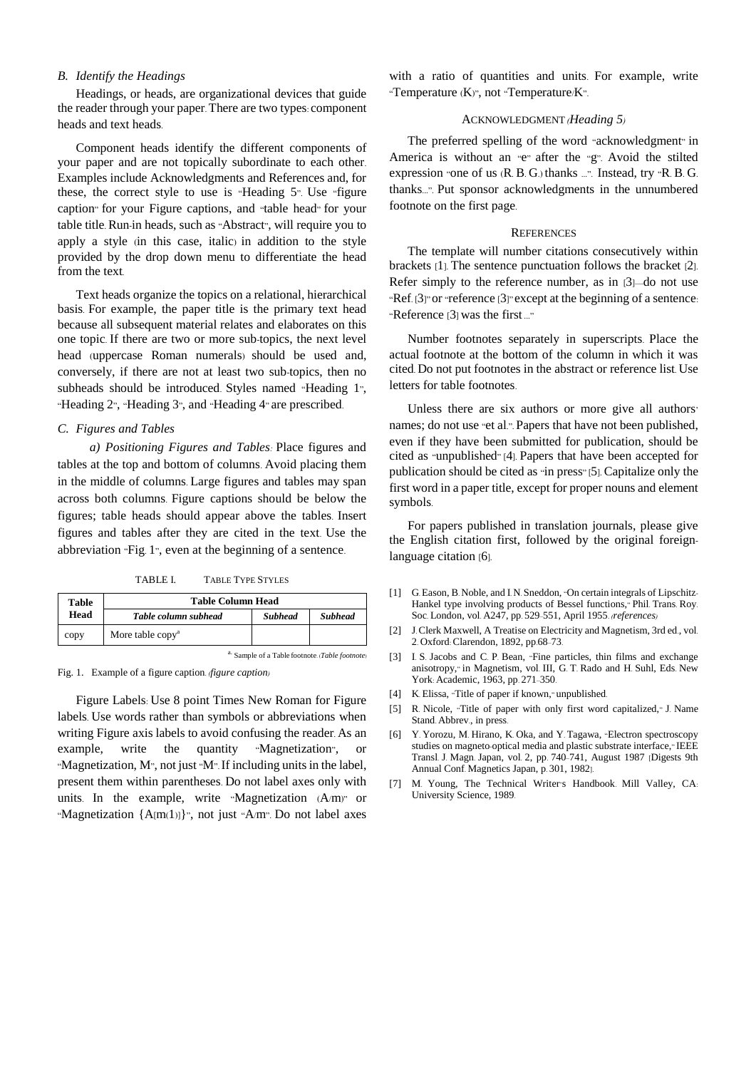### B. Identify the Headings

Headings, or heads, are organizational devices that guide the reader through your paper. There are two types: component heads and text heads.

Component heads identify the different components of your paper and are not topically subordinate to each other. Examples include Acknowledgments and References and, for these, the correct style to use is "Heading 5". Use "figure caption" for your Figure captions, and "table head" for your table title. Run-in heads, such as "Abstract", will require you to apply a style (in this case, italic) in addition to the style provided by the drop down menu to differentiate the head from the text.

Text heads organize the topics on a relational, hierarchical basis. For example, the paper title is the primary text head because all subsequent material relates and elaborates on this one topic. If there are two or more sub-topics, the next level head (uppercase Roman numerals) should be used and, conversely, if there are not at least two sub-topics, then no subheads should be introduced. Styles named "Heading 1", "Heading 2", "Heading 3", and "Heading 4" are prescribed.

### C. Figures and Tables

*a) Positioning Figures and Tables:* Place figures and tables at the top and bottom of columns. Avoid placing them in the middle of columns. Large figures and tables may span across both columns. Figure captions should be below the figures; table heads should appear above the tables. Insert figures and tables after they are cited in the text. Use the abbreviation "Fig. 1", even at the beginning of a sentence.

TABLE I. TABLE TYPE STYLES

| Table Head | Table Column Head | | |
|---|---|---|---|
| | ***Table column subhead*** | ***Subhead*** | ***Subhead*** |
| copy | More table copy[a] | | |

a. Sample of a Table footnote. (*Table footnote*)

Fig. 1. Example of a figure caption. (*figure caption*)

Figure Labels: Use 8 point Times New Roman for Figure labels. Use words rather than symbols or abbreviations when writing Figure axis labels to avoid confusing the reader. As an example, write the quantity "Magnetization", or "Magnetization, M", not just "M". If including units in the label, present them within parentheses. Do not label axes only with units. In the example, write "Magnetization (A/m)" or "Magnetization {A[m(1)]}", not just "A/m". Do not label axes with a ratio of quantities and units. For example, write "Temperature (K)", not "Temperature/K".

## ACKNOWLEDGMENT (*Heading 5*)

The preferred spelling of the word "acknowledgment" in America is without an "e" after the "g". Avoid the stilted expression "one of us (R. B. G.) thanks ...". Instead, try "R. B. G. thanks...". Put sponsor acknowledgments in the unnumbered footnote on the first page.

## REFERENCES

The template will number citations consecutively within brackets [1]. The sentence punctuation follows the bracket [2]. Refer simply to the reference number, as in [3]—do not use "Ref. [3]" or "reference [3]" except at the beginning of a sentence: "Reference [3] was the first ..."

Number footnotes separately in superscripts. Place the actual footnote at the bottom of the column in which it was cited. Do not put footnotes in the abstract or reference list. Use letters for table footnotes.

Unless there are six authors or more give all authors' names; do not use "et al.". Papers that have not been published, even if they have been submitted for publication, should be cited as "unpublished" [4]. Papers that have been accepted for publication should be cited as "in press" [5]. Capitalize only the first word in a paper title, except for proper nouns and element symbols.

For papers published in translation journals, please give the English citation first, followed by the original foreign-language citation [6].

[1] G. Eason, B. Noble, and I. N. Sneddon, "On certain integrals of Lipschitz-Hankel type involving products of Bessel functions," Phil. Trans. Roy. Soc. London, vol. A247, pp. 529–551, April 1955. (*references*)

[2] J. Clerk Maxwell, A Treatise on Electricity and Magnetism, 3rd ed., vol. 2. Oxford: Clarendon, 1892, pp.68–73.

[3] I. S. Jacobs and C. P. Bean, "Fine particles, thin films and exchange anisotropy," in Magnetism, vol. III, G. T. Rado and H. Suhl, Eds. New York: Academic, 1963, pp. 271–350.

[4] K. Elissa, "Title of paper if known," unpublished.

[5] R. Nicole, "Title of paper with only first word capitalized," J. Name Stand. Abbrev., in press.

[6] Y. Yorozu, M. Hirano, K. Oka, and Y. Tagawa, "Electron spectroscopy studies on magneto-optical media and plastic substrate interface," IEEE Transl. J. Magn. Japan, vol. 2, pp. 740–741, August 1987 [Digests 9th Annual Conf. Magnetics Japan, p. 301, 1982].

[7] M. Young, The Technical Writer's Handbook. Mill Valley, CA: University Science, 1989.